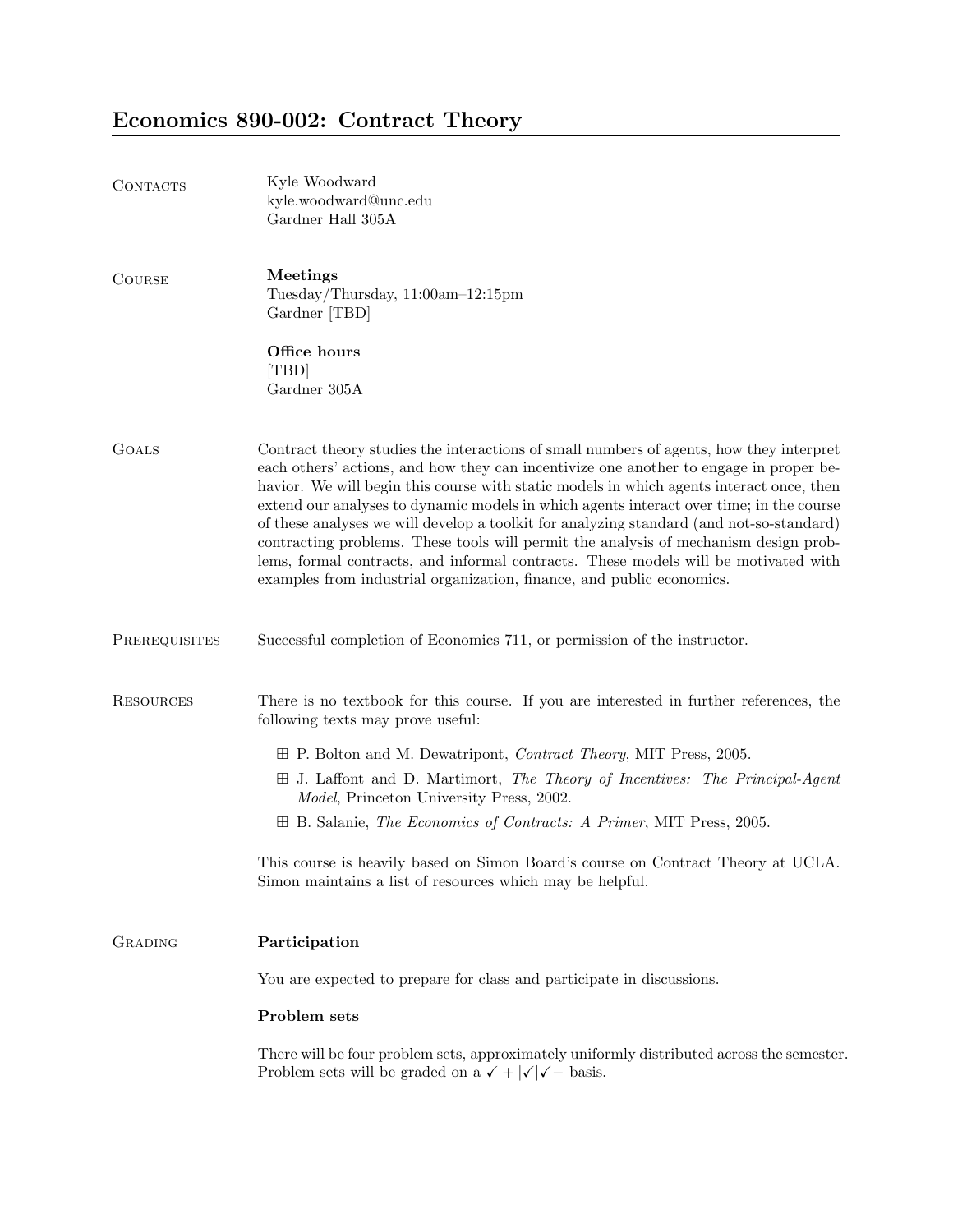# Economics 890-002: Contract Theory

## Contacts

Kyle Woodward
kyle.woodward@unc.edu
Gardner Hall 305A

## Course

**Meetings**
Tuesday/Thursday, 11:00am–12:15pm
Gardner [TBD]

**Office hours**
[TBD]
Gardner 305A

## Goals

Contract theory studies the interactions of small numbers of agents, how they interpret each others' actions, and how they can incentivize one another to engage in proper behavior. We will begin this course with static models in which agents interact once, then extend our analyses to dynamic models in which agents interact over time; in the course of these analyses we will develop a toolkit for analyzing standard (and not-so-standard) contracting problems. These tools will permit the analysis of mechanism design problems, formal contracts, and informal contracts. These models will be motivated with examples from industrial organization, finance, and public economics.

## Prerequisites

Successful completion of Economics 711, or permission of the instructor.

## Resources

There is no textbook for this course. If you are interested in further references, the following texts may prove useful:

- P. Bolton and M. Dewatripont, *Contract Theory*, MIT Press, 2005.
- J. Laffont and D. Martimort, *The Theory of Incentives: The Principal-Agent Model*, Princeton University Press, 2002.
- B. Salanie, *The Economics of Contracts: A Primer*, MIT Press, 2005.

This course is heavily based on Simon Board's course on Contract Theory at UCLA. Simon maintains a list of resources which may be helpful.

## Grading

**Participation**

You are expected to prepare for class and participate in discussions.

**Problem sets**

There will be four problem sets, approximately uniformly distributed across the semester. Problem sets will be graded on a ✓+|✓|✓− basis.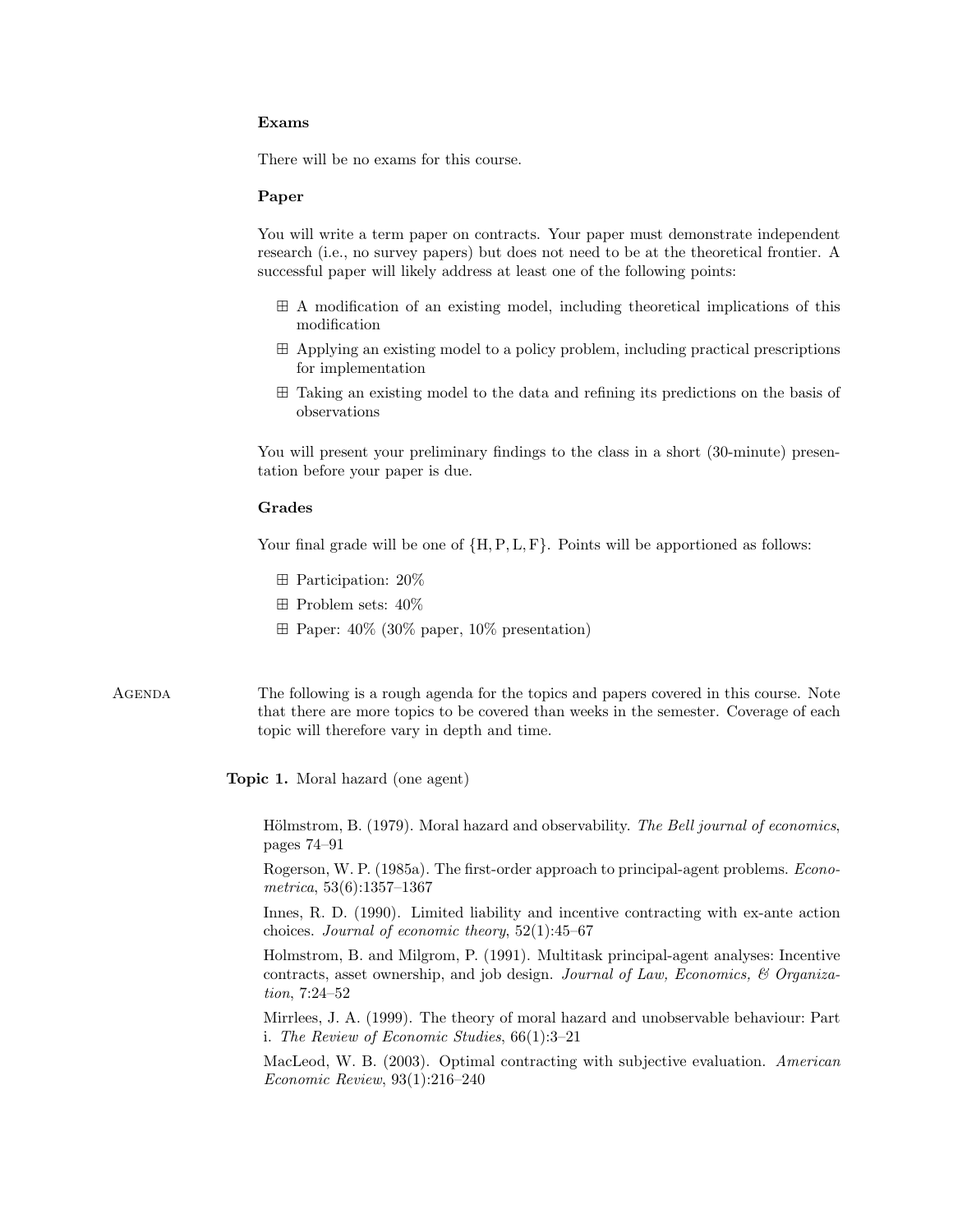### Exams

There will be no exams for this course.

### Paper

You will write a term paper on contracts. Your paper must demonstrate independent research (i.e., no survey papers) but does not need to be at the theoretical frontier. A successful paper will likely address at least one of the following points:

- A modification of an existing model, including theoretical implications of this modification
- Applying an existing model to a policy problem, including practical prescriptions for implementation
- Taking an existing model to the data and refining its predictions on the basis of observations

You will present your preliminary findings to the class in a short (30-minute) presentation before your paper is due.

### Grades

Your final grade will be one of $\{H, P, L, F\}$. Points will be apportioned as follows:

- Participation: 20%
- Problem sets: 40%
- Paper: 40% (30% paper, 10% presentation)

## Agenda

The following is a rough agenda for the topics and papers covered in this course. Note that there are more topics to be covered than weeks in the semester. Coverage of each topic will therefore vary in depth and time.

**Topic 1.** Moral hazard (one agent)

Hölmstrom, B. (1979). Moral hazard and observability. *The Bell journal of economics*, pages 74–91

Rogerson, W. P. (1985a). The first-order approach to principal-agent problems. *Econometrica*, 53(6):1357–1367

Innes, R. D. (1990). Limited liability and incentive contracting with ex-ante action choices. *Journal of economic theory*, 52(1):45–67

Holmstrom, B. and Milgrom, P. (1991). Multitask principal-agent analyses: Incentive contracts, asset ownership, and job design. *Journal of Law, Economics, & Organization*, 7:24–52

Mirrlees, J. A. (1999). The theory of moral hazard and unobservable behaviour: Part i. *The Review of Economic Studies*, 66(1):3–21

MacLeod, W. B. (2003). Optimal contracting with subjective evaluation. *American Economic Review*, 93(1):216–240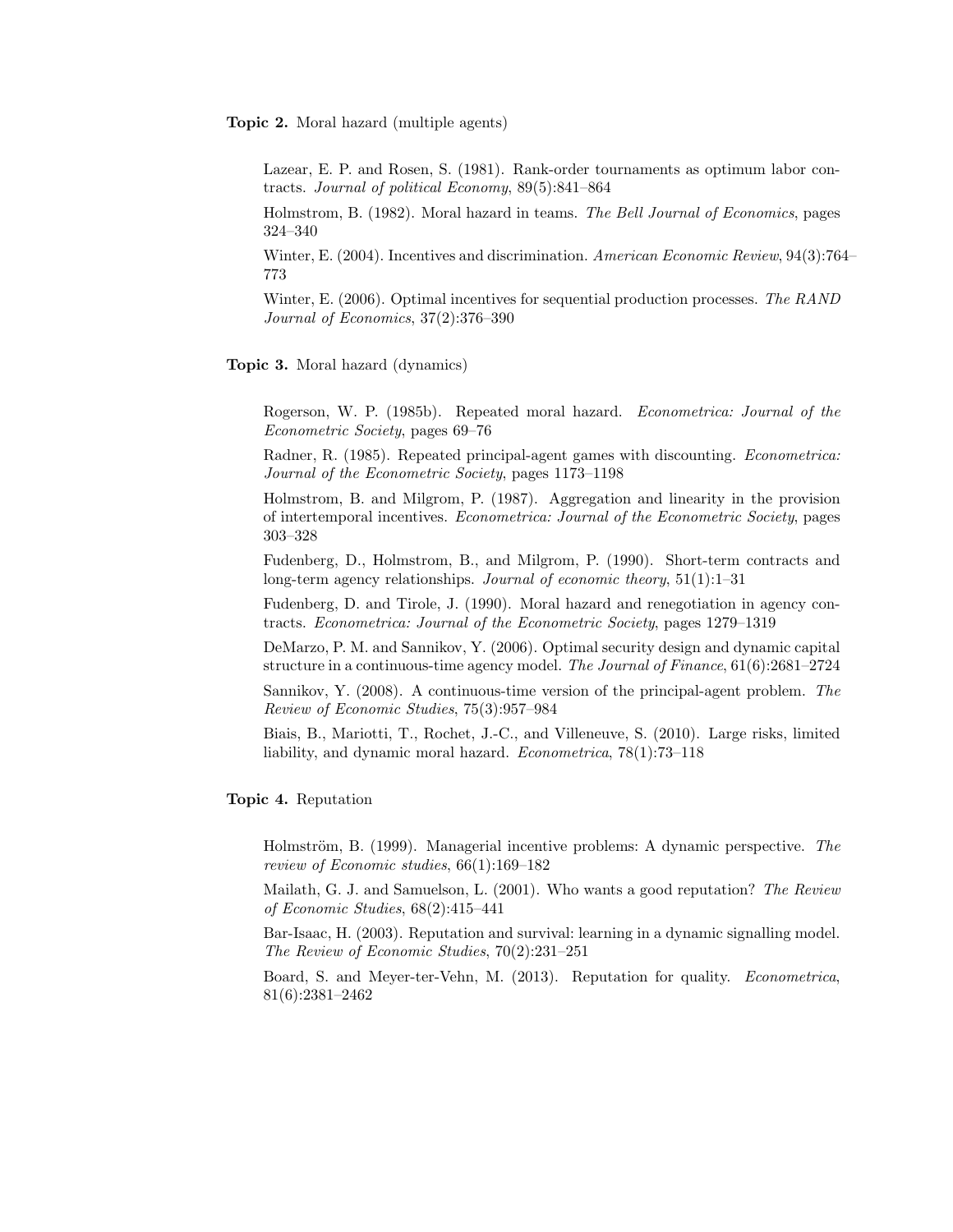**Topic 2.** Moral hazard (multiple agents)

Lazear, E. P. and Rosen, S. (1981). Rank-order tournaments as optimum labor contracts. *Journal of political Economy*, 89(5):841–864

Holmstrom, B. (1982). Moral hazard in teams. *The Bell Journal of Economics*, pages 324–340

Winter, E. (2004). Incentives and discrimination. *American Economic Review*, 94(3):764–773

Winter, E. (2006). Optimal incentives for sequential production processes. *The RAND Journal of Economics*, 37(2):376–390

**Topic 3.** Moral hazard (dynamics)

Rogerson, W. P. (1985b). Repeated moral hazard. *Econometrica: Journal of the Econometric Society*, pages 69–76

Radner, R. (1985). Repeated principal-agent games with discounting. *Econometrica: Journal of the Econometric Society*, pages 1173–1198

Holmstrom, B. and Milgrom, P. (1987). Aggregation and linearity in the provision of intertemporal incentives. *Econometrica: Journal of the Econometric Society*, pages 303–328

Fudenberg, D., Holmstrom, B., and Milgrom, P. (1990). Short-term contracts and long-term agency relationships. *Journal of economic theory*, 51(1):1–31

Fudenberg, D. and Tirole, J. (1990). Moral hazard and renegotiation in agency contracts. *Econometrica: Journal of the Econometric Society*, pages 1279–1319

DeMarzo, P. M. and Sannikov, Y. (2006). Optimal security design and dynamic capital structure in a continuous-time agency model. *The Journal of Finance*, 61(6):2681–2724

Sannikov, Y. (2008). A continuous-time version of the principal-agent problem. *The Review of Economic Studies*, 75(3):957–984

Biais, B., Mariotti, T., Rochet, J.-C., and Villeneuve, S. (2010). Large risks, limited liability, and dynamic moral hazard. *Econometrica*, 78(1):73–118

**Topic 4.** Reputation

Holmström, B. (1999). Managerial incentive problems: A dynamic perspective. *The review of Economic studies*, 66(1):169–182

Mailath, G. J. and Samuelson, L. (2001). Who wants a good reputation? *The Review of Economic Studies*, 68(2):415–441

Bar-Isaac, H. (2003). Reputation and survival: learning in a dynamic signalling model. *The Review of Economic Studies*, 70(2):231–251

Board, S. and Meyer-ter-Vehn, M. (2013). Reputation for quality. *Econometrica*, 81(6):2381–2462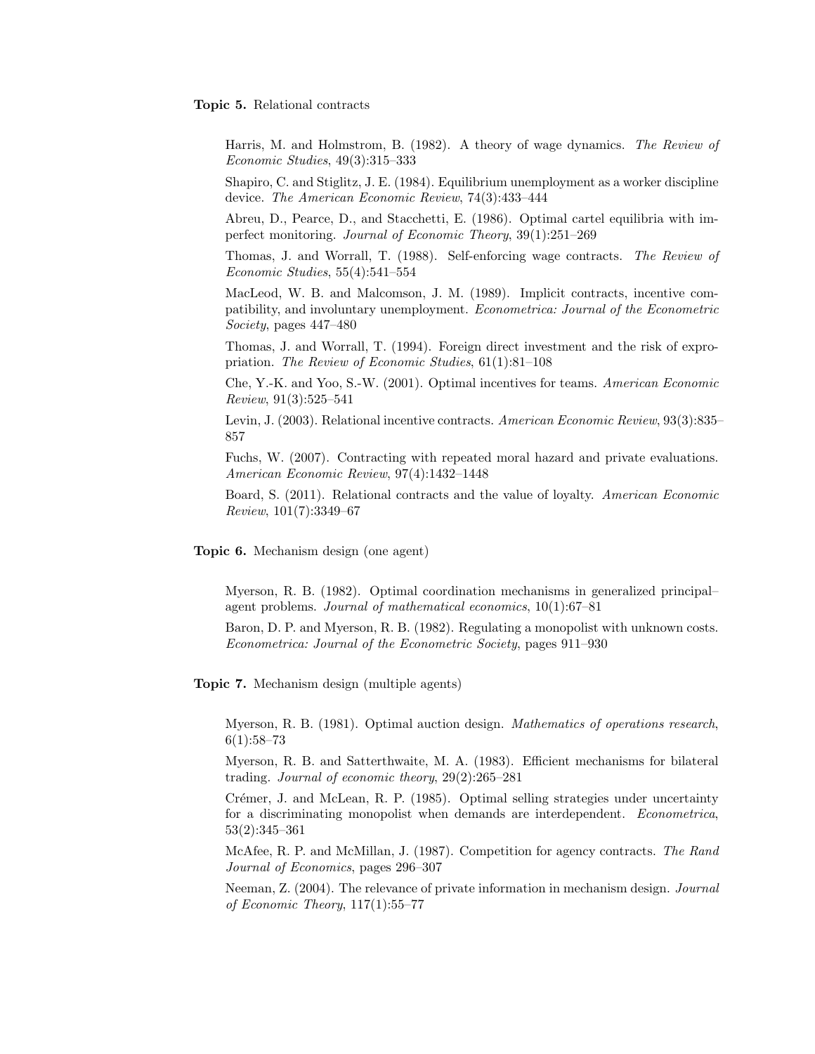**Topic 5.** Relational contracts

Harris, M. and Holmstrom, B. (1982). A theory of wage dynamics. *The Review of Economic Studies*, 49(3):315–333

Shapiro, C. and Stiglitz, J. E. (1984). Equilibrium unemployment as a worker discipline device. *The American Economic Review*, 74(3):433–444

Abreu, D., Pearce, D., and Stacchetti, E. (1986). Optimal cartel equilibria with imperfect monitoring. *Journal of Economic Theory*, 39(1):251–269

Thomas, J. and Worrall, T. (1988). Self-enforcing wage contracts. *The Review of Economic Studies*, 55(4):541–554

MacLeod, W. B. and Malcomson, J. M. (1989). Implicit contracts, incentive compatibility, and involuntary unemployment. *Econometrica: Journal of the Econometric Society*, pages 447–480

Thomas, J. and Worrall, T. (1994). Foreign direct investment and the risk of expropriation. *The Review of Economic Studies*, 61(1):81–108

Che, Y.-K. and Yoo, S.-W. (2001). Optimal incentives for teams. *American Economic Review*, 91(3):525–541

Levin, J. (2003). Relational incentive contracts. *American Economic Review*, 93(3):835–857

Fuchs, W. (2007). Contracting with repeated moral hazard and private evaluations. *American Economic Review*, 97(4):1432–1448

Board, S. (2011). Relational contracts and the value of loyalty. *American Economic Review*, 101(7):3349–67

**Topic 6.** Mechanism design (one agent)

Myerson, R. B. (1982). Optimal coordination mechanisms in generalized principal–agent problems. *Journal of mathematical economics*, 10(1):67–81

Baron, D. P. and Myerson, R. B. (1982). Regulating a monopolist with unknown costs. *Econometrica: Journal of the Econometric Society*, pages 911–930

**Topic 7.** Mechanism design (multiple agents)

Myerson, R. B. (1981). Optimal auction design. *Mathematics of operations research*, 6(1):58–73

Myerson, R. B. and Satterthwaite, M. A. (1983). Efficient mechanisms for bilateral trading. *Journal of economic theory*, 29(2):265–281

Crémer, J. and McLean, R. P. (1985). Optimal selling strategies under uncertainty for a discriminating monopolist when demands are interdependent. *Econometrica*, 53(2):345–361

McAfee, R. P. and McMillan, J. (1987). Competition for agency contracts. *The Rand Journal of Economics*, pages 296–307

Neeman, Z. (2004). The relevance of private information in mechanism design. *Journal of Economic Theory*, 117(1):55–77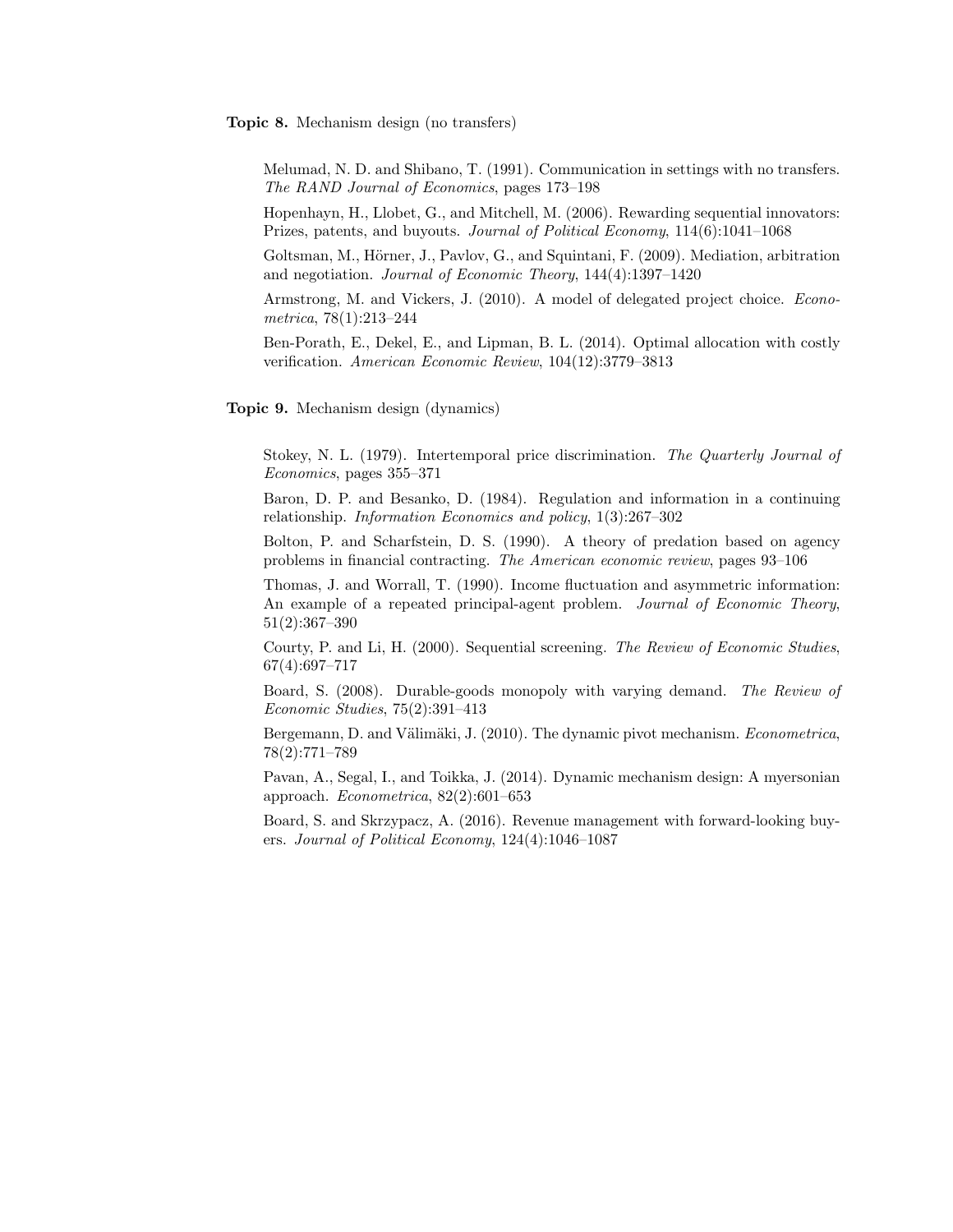**Topic 8.** Mechanism design (no transfers)

Melumad, N. D. and Shibano, T. (1991). Communication in settings with no transfers. *The RAND Journal of Economics*, pages 173–198

Hopenhayn, H., Llobet, G., and Mitchell, M. (2006). Rewarding sequential innovators: Prizes, patents, and buyouts. *Journal of Political Economy*, 114(6):1041–1068

Goltsman, M., Hörner, J., Pavlov, G., and Squintani, F. (2009). Mediation, arbitration and negotiation. *Journal of Economic Theory*, 144(4):1397–1420

Armstrong, M. and Vickers, J. (2010). A model of delegated project choice. *Econometrica*, 78(1):213–244

Ben-Porath, E., Dekel, E., and Lipman, B. L. (2014). Optimal allocation with costly verification. *American Economic Review*, 104(12):3779–3813

**Topic 9.** Mechanism design (dynamics)

Stokey, N. L. (1979). Intertemporal price discrimination. *The Quarterly Journal of Economics*, pages 355–371

Baron, D. P. and Besanko, D. (1984). Regulation and information in a continuing relationship. *Information Economics and policy*, 1(3):267–302

Bolton, P. and Scharfstein, D. S. (1990). A theory of predation based on agency problems in financial contracting. *The American economic review*, pages 93–106

Thomas, J. and Worrall, T. (1990). Income fluctuation and asymmetric information: An example of a repeated principal-agent problem. *Journal of Economic Theory*, 51(2):367–390

Courty, P. and Li, H. (2000). Sequential screening. *The Review of Economic Studies*, 67(4):697–717

Board, S. (2008). Durable-goods monopoly with varying demand. *The Review of Economic Studies*, 75(2):391–413

Bergemann, D. and Välimäki, J. (2010). The dynamic pivot mechanism. *Econometrica*, 78(2):771–789

Pavan, A., Segal, I., and Toikka, J. (2014). Dynamic mechanism design: A myersonian approach. *Econometrica*, 82(2):601–653

Board, S. and Skrzypacz, A. (2016). Revenue management with forward-looking buyers. *Journal of Political Economy*, 124(4):1046–1087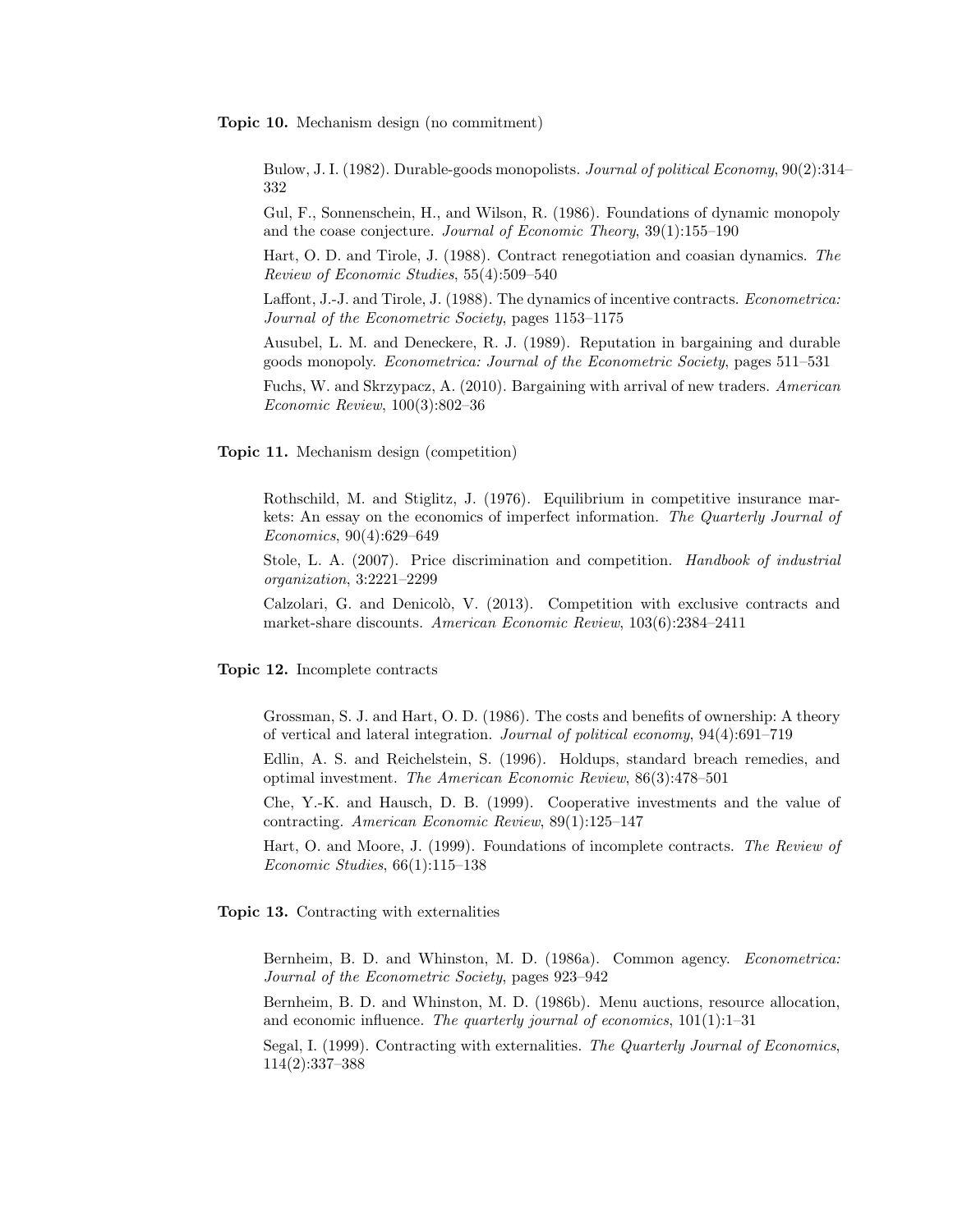**Topic 10.** Mechanism design (no commitment)

Bulow, J. I. (1982). Durable-goods monopolists. *Journal of political Economy*, 90(2):314–332

Gul, F., Sonnenschein, H., and Wilson, R. (1986). Foundations of dynamic monopoly and the coase conjecture. *Journal of Economic Theory*, 39(1):155–190

Hart, O. D. and Tirole, J. (1988). Contract renegotiation and coasian dynamics. *The Review of Economic Studies*, 55(4):509–540

Laffont, J.-J. and Tirole, J. (1988). The dynamics of incentive contracts. *Econometrica: Journal of the Econometric Society*, pages 1153–1175

Ausubel, L. M. and Deneckere, R. J. (1989). Reputation in bargaining and durable goods monopoly. *Econometrica: Journal of the Econometric Society*, pages 511–531

Fuchs, W. and Skrzypacz, A. (2010). Bargaining with arrival of new traders. *American Economic Review*, 100(3):802–36

**Topic 11.** Mechanism design (competition)

Rothschild, M. and Stiglitz, J. (1976). Equilibrium in competitive insurance markets: An essay on the economics of imperfect information. *The Quarterly Journal of Economics*, 90(4):629–649

Stole, L. A. (2007). Price discrimination and competition. *Handbook of industrial organization*, 3:2221–2299

Calzolari, G. and Denicolò, V. (2013). Competition with exclusive contracts and market-share discounts. *American Economic Review*, 103(6):2384–2411

**Topic 12.** Incomplete contracts

Grossman, S. J. and Hart, O. D. (1986). The costs and benefits of ownership: A theory of vertical and lateral integration. *Journal of political economy*, 94(4):691–719

Edlin, A. S. and Reichelstein, S. (1996). Holdups, standard breach remedies, and optimal investment. *The American Economic Review*, 86(3):478–501

Che, Y.-K. and Hausch, D. B. (1999). Cooperative investments and the value of contracting. *American Economic Review*, 89(1):125–147

Hart, O. and Moore, J. (1999). Foundations of incomplete contracts. *The Review of Economic Studies*, 66(1):115–138

**Topic 13.** Contracting with externalities

Bernheim, B. D. and Whinston, M. D. (1986a). Common agency. *Econometrica: Journal of the Econometric Society*, pages 923–942

Bernheim, B. D. and Whinston, M. D. (1986b). Menu auctions, resource allocation, and economic influence. *The quarterly journal of economics*, 101(1):1–31

Segal, I. (1999). Contracting with externalities. *The Quarterly Journal of Economics*, 114(2):337–388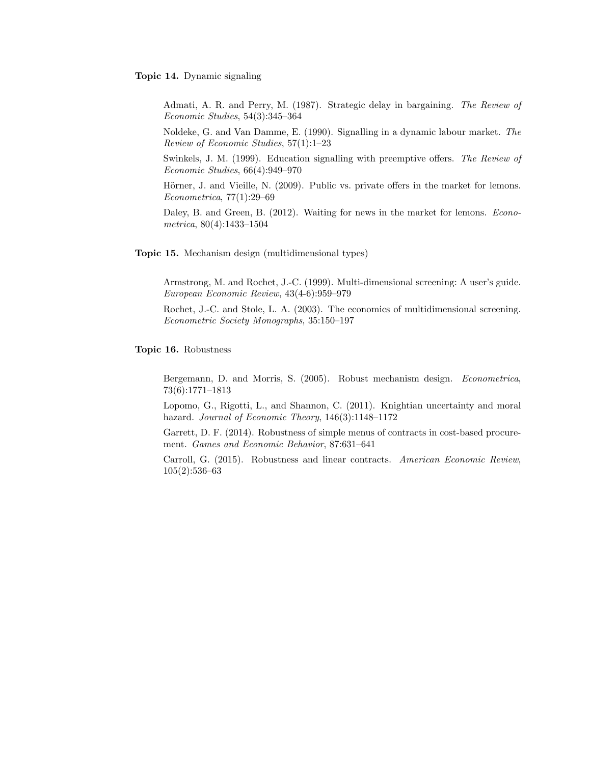**Topic 14.** Dynamic signaling

Admati, A. R. and Perry, M. (1987). Strategic delay in bargaining. *The Review of Economic Studies*, 54(3):345–364

Noldeke, G. and Van Damme, E. (1990). Signalling in a dynamic labour market. *The Review of Economic Studies*, 57(1):1–23

Swinkels, J. M. (1999). Education signalling with preemptive offers. *The Review of Economic Studies*, 66(4):949–970

Hörner, J. and Vieille, N. (2009). Public vs. private offers in the market for lemons. *Econometrica*, 77(1):29–69

Daley, B. and Green, B. (2012). Waiting for news in the market for lemons. *Econometrica*, 80(4):1433–1504

**Topic 15.** Mechanism design (multidimensional types)

Armstrong, M. and Rochet, J.-C. (1999). Multi-dimensional screening: A user's guide. *European Economic Review*, 43(4-6):959–979

Rochet, J.-C. and Stole, L. A. (2003). The economics of multidimensional screening. *Econometric Society Monographs*, 35:150–197

**Topic 16.** Robustness

Bergemann, D. and Morris, S. (2005). Robust mechanism design. *Econometrica*, 73(6):1771–1813

Lopomo, G., Rigotti, L., and Shannon, C. (2011). Knightian uncertainty and moral hazard. *Journal of Economic Theory*, 146(3):1148–1172

Garrett, D. F. (2014). Robustness of simple menus of contracts in cost-based procurement. *Games and Economic Behavior*, 87:631–641

Carroll, G. (2015). Robustness and linear contracts. *American Economic Review*, 105(2):536–63